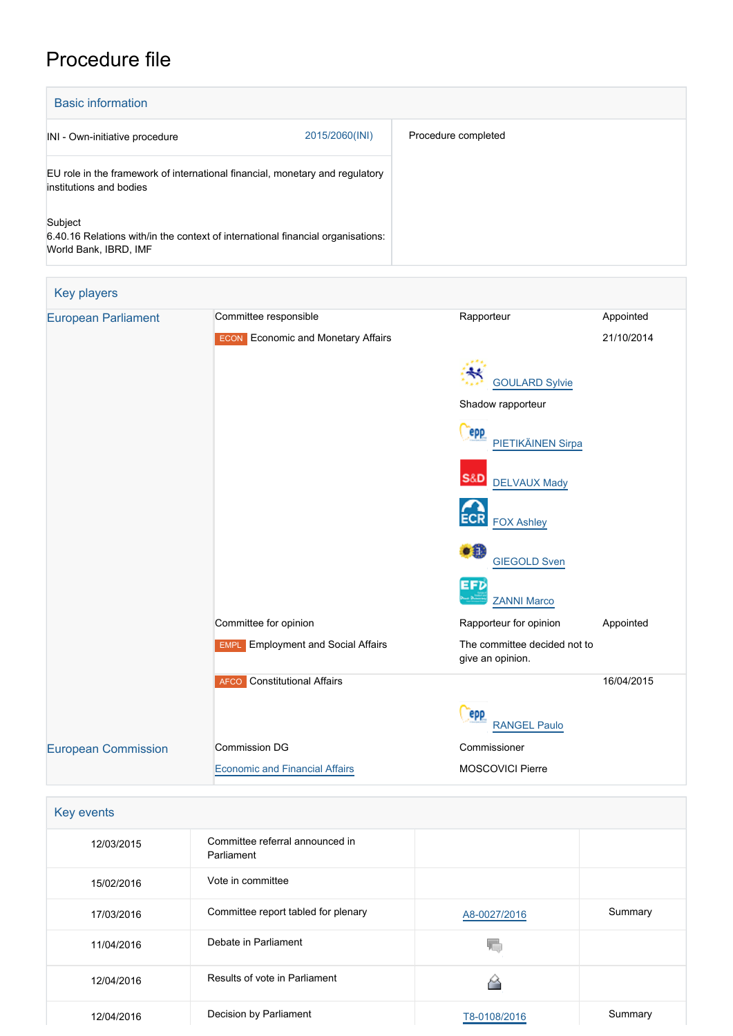# Procedure file

## Basic information

| | |
|---|---|
| INI - Own-initiative procedure 2015/2060(INI) | Procedure completed |
| EU role in the framework of international financial, monetary and regulatory institutions and bodies | |
| Subject<br>6.40.16 Relations with/in the context of international financial organisations: World Bank, IBRD, IMF | |

## Key players

| | | | |
|---|---|---|---|
| European Parliament | Committee responsible | Rapporteur | Appointed |
| | ECON Economic and Monetary Affairs | | 21/10/2014 |
| | | GOULARD Sylvie | |
| | | Shadow rapporteur | |
| | | PIETIKÄINEN Sirpa | |
| | | DELVAUX Mady | |
| | | FOX Ashley | |
| | | GIEGOLD Sven | |
| | | ZANNI Marco | |
| | Committee for opinion | Rapporteur for opinion | Appointed |
| | EMPL Employment and Social Affairs | The committee decided not to give an opinion. | |
| | AFCO Constitutional Affairs | | 16/04/2015 |
| | | RANGEL Paulo | |
| European Commission | Commission DG | Commissioner | |
| | Economic and Financial Affairs | MOSCOVICI Pierre | |

## Key events

| | | | |
|---|---|---|---|
| 12/03/2015 | Committee referral announced in Parliament | | |
| 15/02/2016 | Vote in committee | | |
| 17/03/2016 | Committee report tabled for plenary | A8-0027/2016 | Summary |
| 11/04/2016 | Debate in Parliament | | |
| 12/04/2016 | Results of vote in Parliament | | |
| 12/04/2016 | Decision by Parliament | T8-0108/2016 | Summary |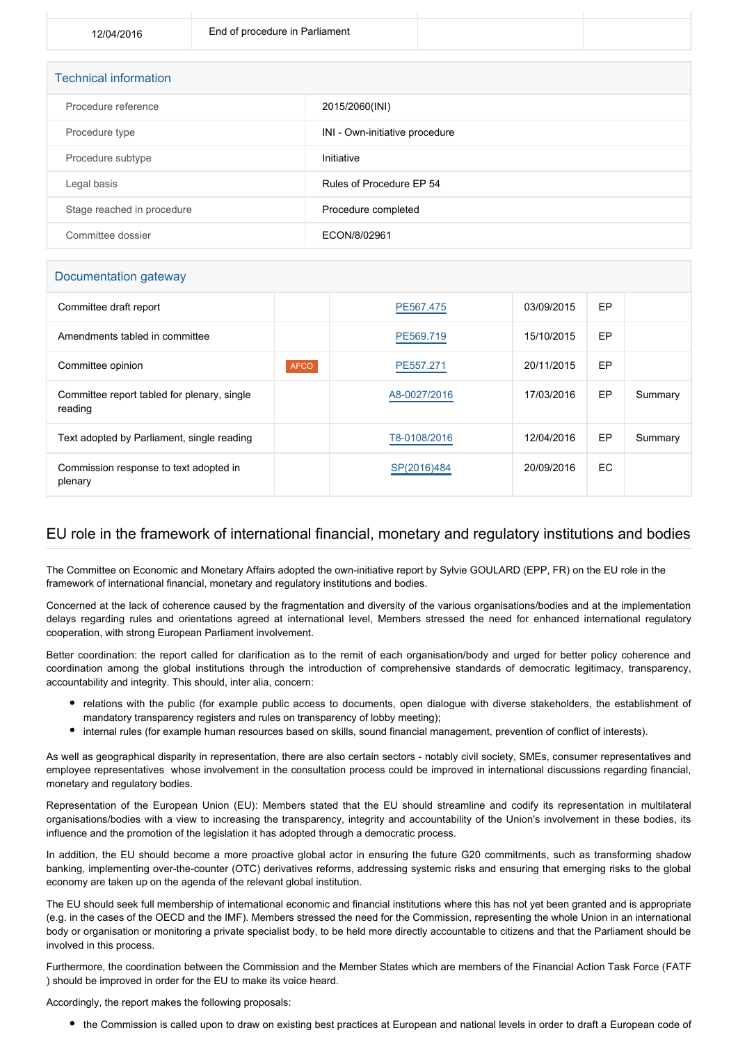| 12/04/2016 | End of procedure in Parliament | | |
|---|---|---|---|

## Technical information

| | |
|---|---|
| Procedure reference | 2015/2060(INI) |
| Procedure type | INI - Own-initiative procedure |
| Procedure subtype | Initiative |
| Legal basis | Rules of Procedure EP 54 |
| Stage reached in procedure | Procedure completed |
| Committee dossier | ECON/8/02961 |

## Documentation gateway

| | | | | | |
|---|---|---|---|---|---|
| Committee draft report | | PE567.475 | 03/09/2015 | EP | |
| Amendments tabled in committee | | PE569.719 | 15/10/2015 | EP | |
| Committee opinion | AFCO | PE557.271 | 20/11/2015 | EP | |
| Committee report tabled for plenary, single reading | | A8-0027/2016 | 17/03/2016 | EP | Summary |
| Text adopted by Parliament, single reading | | T8-0108/2016 | 12/04/2016 | EP | Summary |
| Commission response to text adopted in plenary | | SP(2016)484 | 20/09/2016 | EC | |

## EU role in the framework of international financial, monetary and regulatory institutions and bodies

The Committee on Economic and Monetary Affairs adopted the own-initiative report by Sylvie GOULARD (EPP, FR) on the EU role in the framework of international financial, monetary and regulatory institutions and bodies.

Concerned at the lack of coherence caused by the fragmentation and diversity of the various organisations/bodies and at the implementation delays regarding rules and orientations agreed at international level, Members stressed the need for enhanced international regulatory cooperation, with strong European Parliament involvement.

Better coordination: the report called for clarification as to the remit of each organisation/body and urged for better policy coherence and coordination among the global institutions through the introduction of comprehensive standards of democratic legitimacy, transparency, accountability and integrity. This should, inter alia, concern:

- relations with the public (for example public access to documents, open dialogue with diverse stakeholders, the establishment of mandatory transparency registers and rules on transparency of lobby meeting);
- internal rules (for example human resources based on skills, sound financial management, prevention of conflict of interests).

As well as geographical disparity in representation, there are also certain sectors - notably civil society, SMEs, consumer representatives and employee representatives whose involvement in the consultation process could be improved in international discussions regarding financial, monetary and regulatory bodies.

Representation of the European Union (EU): Members stated that the EU should streamline and codify its representation in multilateral organisations/bodies with a view to increasing the transparency, integrity and accountability of the Union's involvement in these bodies, its influence and the promotion of the legislation it has adopted through a democratic process.

In addition, the EU should become a more proactive global actor in ensuring the future G20 commitments, such as transforming shadow banking, implementing over-the-counter (OTC) derivatives reforms, addressing systemic risks and ensuring that emerging risks to the global economy are taken up on the agenda of the relevant global institution.

The EU should seek full membership of international economic and financial institutions where this has not yet been granted and is appropriate (e.g. in the cases of the OECD and the IMF). Members stressed the need for the Commission, representing the whole Union in an international body or organisation or monitoring a private specialist body, to be held more directly accountable to citizens and that the Parliament should be involved in this process.

Furthermore, the coordination between the Commission and the Member States which are members of the Financial Action Task Force (FATF ) should be improved in order for the EU to make its voice heard.

Accordingly, the report makes the following proposals:

- the Commission is called upon to draw on existing best practices at European and national levels in order to draft a European code of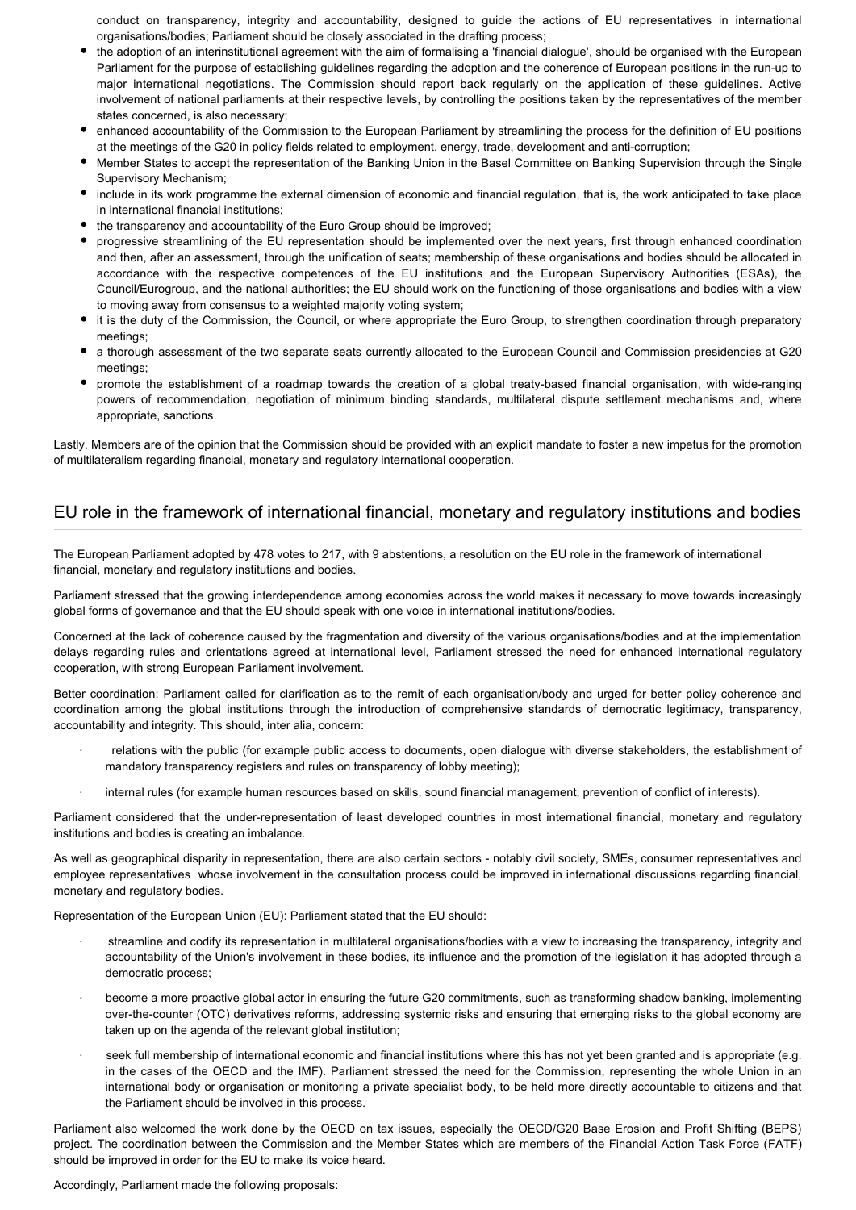conduct on transparency, integrity and accountability, designed to guide the actions of EU representatives in international organisations/bodies; Parliament should be closely associated in the drafting process;

- the adoption of an interinstitutional agreement with the aim of formalising a 'financial dialogue', should be organised with the European Parliament for the purpose of establishing guidelines regarding the adoption and the coherence of European positions in the run-up to major international negotiations. The Commission should report back regularly on the application of these guidelines. Active involvement of national parliaments at their respective levels, by controlling the positions taken by the representatives of the member states concerned, is also necessary;
- enhanced accountability of the Commission to the European Parliament by streamlining the process for the definition of EU positions at the meetings of the G20 in policy fields related to employment, energy, trade, development and anti-corruption;
- Member States to accept the representation of the Banking Union in the Basel Committee on Banking Supervision through the Single Supervisory Mechanism;
- include in its work programme the external dimension of economic and financial regulation, that is, the work anticipated to take place in international financial institutions;
- the transparency and accountability of the Euro Group should be improved;
- progressive streamlining of the EU representation should be implemented over the next years, first through enhanced coordination and then, after an assessment, through the unification of seats; membership of these organisations and bodies should be allocated in accordance with the respective competences of the EU institutions and the European Supervisory Authorities (ESAs), the Council/Eurogroup, and the national authorities; the EU should work on the functioning of those organisations and bodies with a view to moving away from consensus to a weighted majority voting system;
- it is the duty of the Commission, the Council, or where appropriate the Euro Group, to strengthen coordination through preparatory meetings;
- a thorough assessment of the two separate seats currently allocated to the European Council and Commission presidencies at G20 meetings;
- promote the establishment of a roadmap towards the creation of a global treaty-based financial organisation, with wide-ranging powers of recommendation, negotiation of minimum binding standards, multilateral dispute settlement mechanisms and, where appropriate, sanctions.

Lastly, Members are of the opinion that the Commission should be provided with an explicit mandate to foster a new impetus for the promotion of multilateralism regarding financial, monetary and regulatory international cooperation.

## EU role in the framework of international financial, monetary and regulatory institutions and bodies

The European Parliament adopted by 478 votes to 217, with 9 abstentions, a resolution on the EU role in the framework of international financial, monetary and regulatory institutions and bodies.

Parliament stressed that the growing interdependence among economies across the world makes it necessary to move towards increasingly global forms of governance and that the EU should speak with one voice in international institutions/bodies.

Concerned at the lack of coherence caused by the fragmentation and diversity of the various organisations/bodies and at the implementation delays regarding rules and orientations agreed at international level, Parliament stressed the need for enhanced international regulatory cooperation, with strong European Parliament involvement.

Better coordination: Parliament called for clarification as to the remit of each organisation/body and urged for better policy coherence and coordination among the global institutions through the introduction of comprehensive standards of democratic legitimacy, transparency, accountability and integrity. This should, inter alia, concern:

- relations with the public (for example public access to documents, open dialogue with diverse stakeholders, the establishment of mandatory transparency registers and rules on transparency of lobby meeting);
- internal rules (for example human resources based on skills, sound financial management, prevention of conflict of interests).

Parliament considered that the under-representation of least developed countries in most international financial, monetary and regulatory institutions and bodies is creating an imbalance.

As well as geographical disparity in representation, there are also certain sectors - notably civil society, SMEs, consumer representatives and employee representatives whose involvement in the consultation process could be improved in international discussions regarding financial, monetary and regulatory bodies.

Representation of the European Union (EU): Parliament stated that the EU should:

- streamline and codify its representation in multilateral organisations/bodies with a view to increasing the transparency, integrity and accountability of the Union's involvement in these bodies, its influence and the promotion of the legislation it has adopted through a democratic process;
- become a more proactive global actor in ensuring the future G20 commitments, such as transforming shadow banking, implementing over-the-counter (OTC) derivatives reforms, addressing systemic risks and ensuring that emerging risks to the global economy are taken up on the agenda of the relevant global institution;
- seek full membership of international economic and financial institutions where this has not yet been granted and is appropriate (e.g. in the cases of the OECD and the IMF). Parliament stressed the need for the Commission, representing the whole Union in an international body or organisation or monitoring a private specialist body, to be held more directly accountable to citizens and that the Parliament should be involved in this process.

Parliament also welcomed the work done by the OECD on tax issues, especially the OECD/G20 Base Erosion and Profit Shifting (BEPS) project. The coordination between the Commission and the Member States which are members of the Financial Action Task Force (FATF) should be improved in order for the EU to make its voice heard.

Accordingly, Parliament made the following proposals: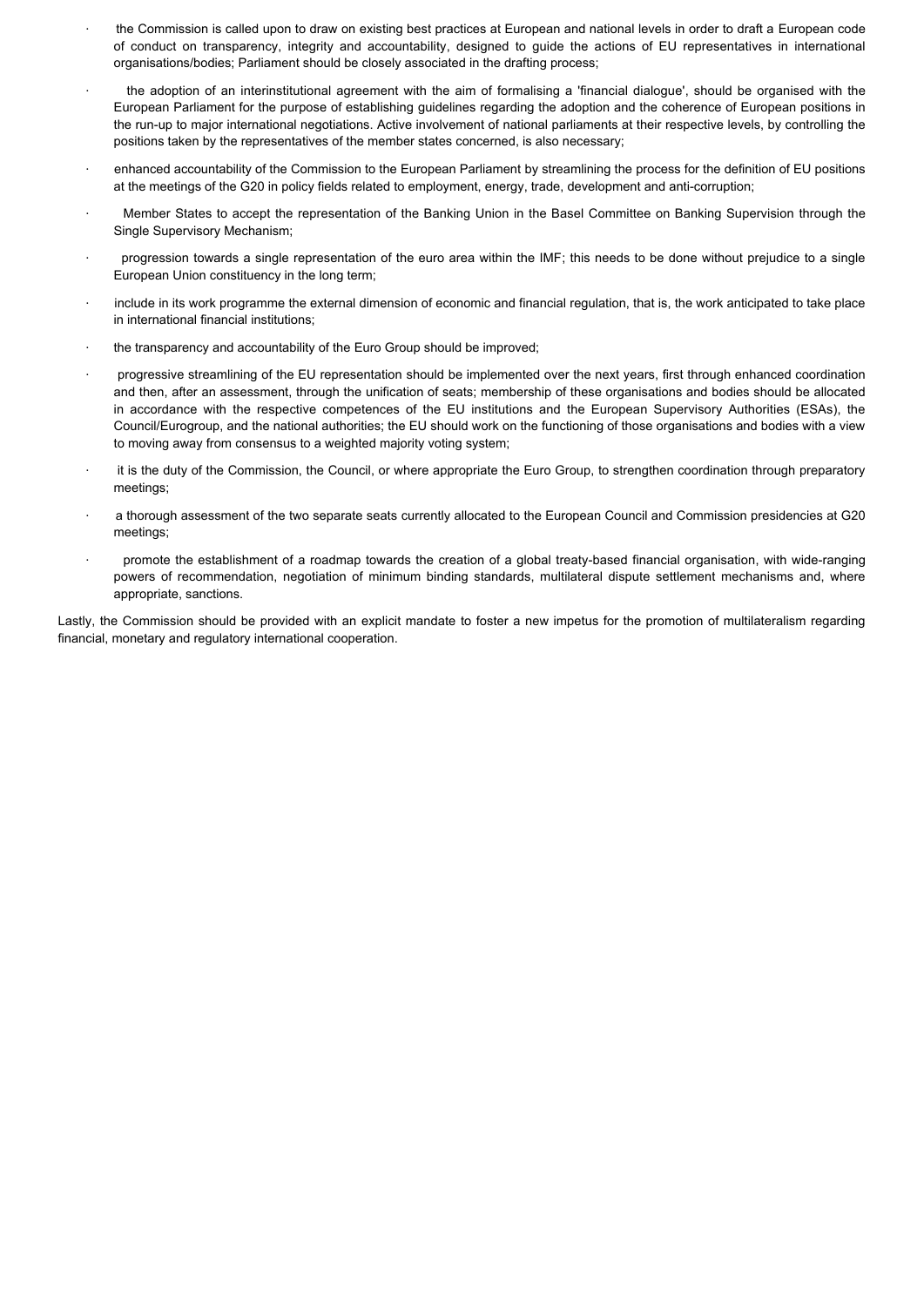- the Commission is called upon to draw on existing best practices at European and national levels in order to draft a European code of conduct on transparency, integrity and accountability, designed to guide the actions of EU representatives in international organisations/bodies; Parliament should be closely associated in the drafting process;
- the adoption of an interinstitutional agreement with the aim of formalising a 'financial dialogue', should be organised with the European Parliament for the purpose of establishing guidelines regarding the adoption and the coherence of European positions in the run-up to major international negotiations. Active involvement of national parliaments at their respective levels, by controlling the positions taken by the representatives of the member states concerned, is also necessary;
- enhanced accountability of the Commission to the European Parliament by streamlining the process for the definition of EU positions at the meetings of the G20 in policy fields related to employment, energy, trade, development and anti-corruption;
- Member States to accept the representation of the Banking Union in the Basel Committee on Banking Supervision through the Single Supervisory Mechanism;
- progression towards a single representation of the euro area within the IMF; this needs to be done without prejudice to a single European Union constituency in the long term;
- include in its work programme the external dimension of economic and financial regulation, that is, the work anticipated to take place in international financial institutions;
- the transparency and accountability of the Euro Group should be improved;
- progressive streamlining of the EU representation should be implemented over the next years, first through enhanced coordination and then, after an assessment, through the unification of seats; membership of these organisations and bodies should be allocated in accordance with the respective competences of the EU institutions and the European Supervisory Authorities (ESAs), the Council/Eurogroup, and the national authorities; the EU should work on the functioning of those organisations and bodies with a view to moving away from consensus to a weighted majority voting system;
- it is the duty of the Commission, the Council, or where appropriate the Euro Group, to strengthen coordination through preparatory meetings;
- a thorough assessment of the two separate seats currently allocated to the European Council and Commission presidencies at G20 meetings;
- promote the establishment of a roadmap towards the creation of a global treaty-based financial organisation, with wide-ranging powers of recommendation, negotiation of minimum binding standards, multilateral dispute settlement mechanisms and, where appropriate, sanctions.

Lastly, the Commission should be provided with an explicit mandate to foster a new impetus for the promotion of multilateralism regarding financial, monetary and regulatory international cooperation.